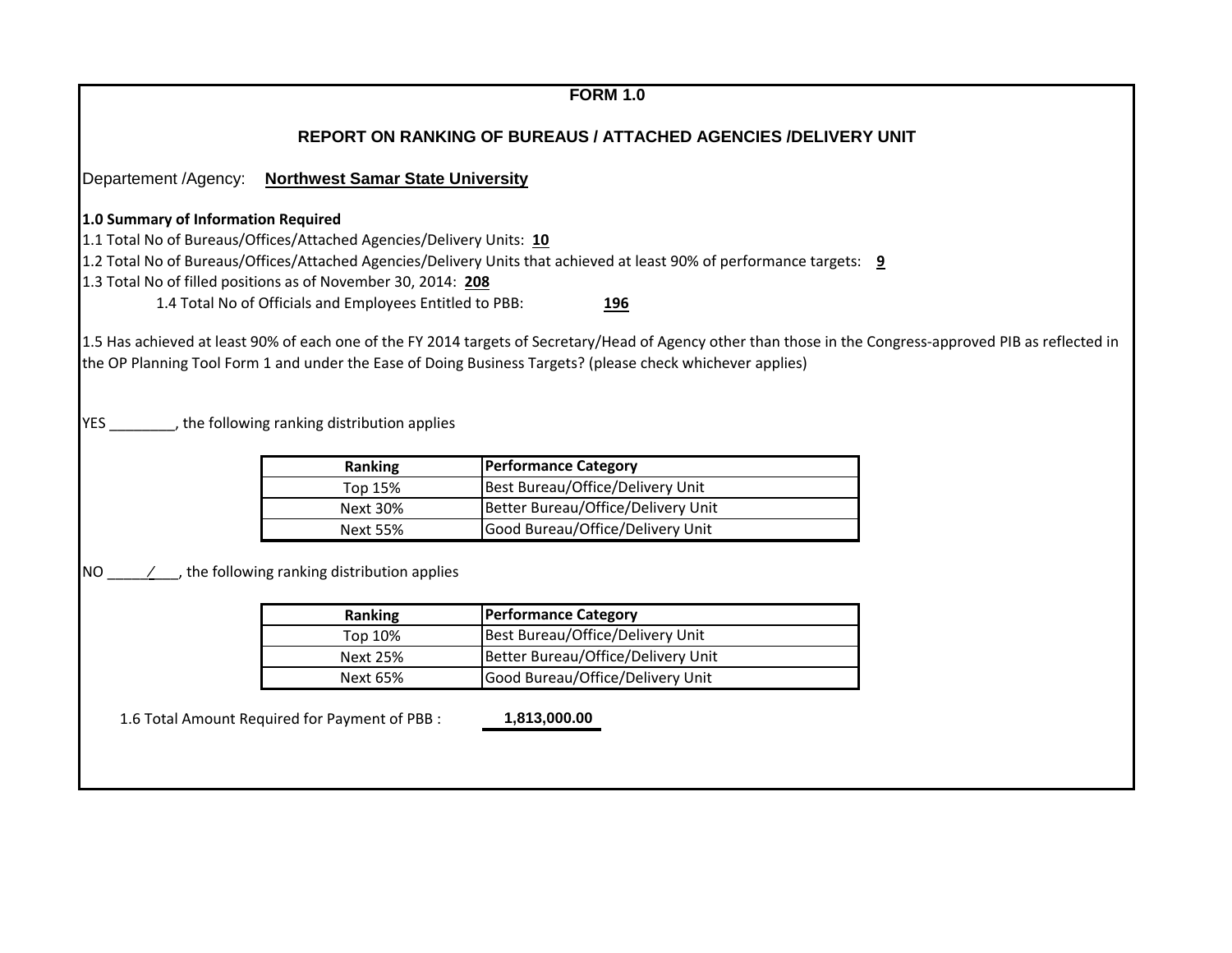**FORM 1.0**

## REPORT ON RANKING OF BUREAUS / ATTACHED AGENCIES /DELIVERY UNIT

Departement /Agency: **Northwest Samar State University**

**1.0 Summary of Information Required**

1.1 Total No of Bureaus/Offices/Attached Agencies/Delivery Units: **10**

1.2 Total No of Bureaus/Offices/Attached Agencies/Delivery Units that achieved at least 90% of performance targets: **9**

1.3 Total No of filled positions as of November 30, 2014: **208**

1.4 Total No of Officials and Employees Entitled to PBB: **196**

1.5 Has achieved at least 90% of each one of the FY 2014 targets of Secretary/Head of Agency other than those in the Congress-approved PIB as reflected in the OP Planning Tool Form 1 and under the Ease of Doing Business Targets? (please check whichever applies)

YES ________, the following ranking distribution applies

| Ranking | Performance Category |
|---|---|
| Top 15% | Best Bureau/Office/Delivery Unit |
| Next 30% | Better Bureau/Office/Delivery Unit |
| Next 55% | Good Bureau/Office/Delivery Unit |

NO _____/___, the following ranking distribution applies

| Ranking | Performance Category |
|---|---|
| Top 10% | Best Bureau/Office/Delivery Unit |
| Next 25% | Better Bureau/Office/Delivery Unit |
| Next 65% | Good Bureau/Office/Delivery Unit |

1.6 Total Amount Required for Payment of PBB : **1,813,000.00**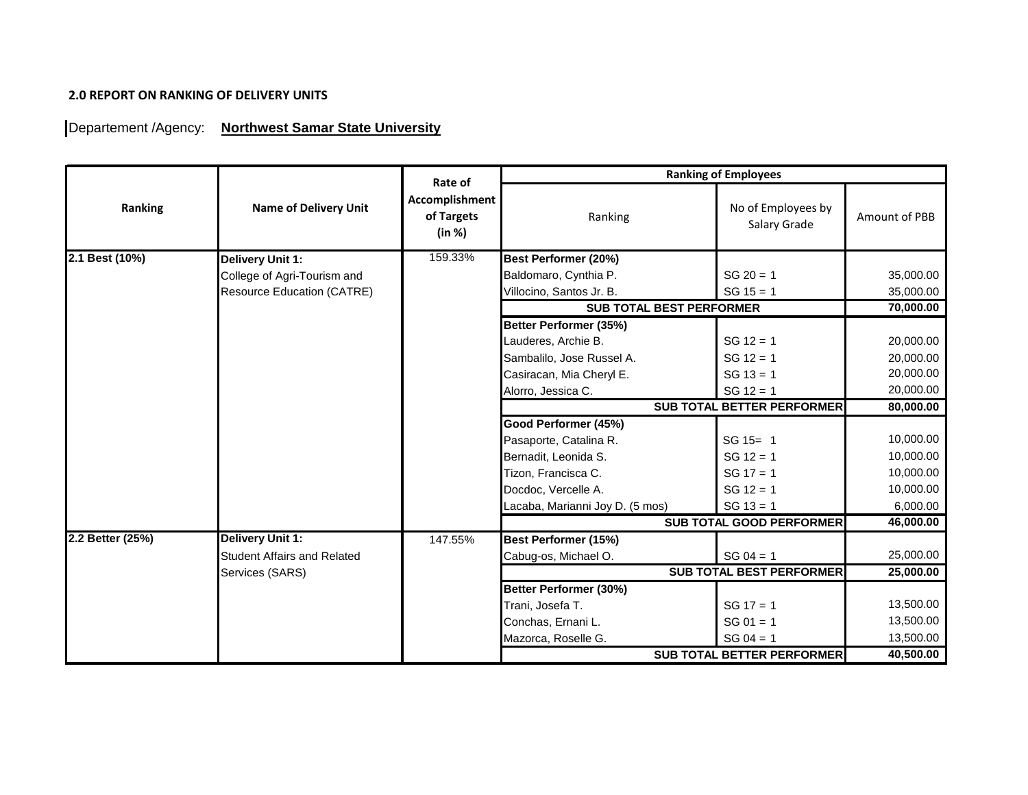**2.0 REPORT ON RANKING OF DELIVERY UNITS**

Departement /Agency: **Northwest Samar State University**

| Ranking | Name of Delivery Unit | Rate of Accomplishment of Targets (in %) | Ranking of Employees | | |
|---|---|---|---|---|---|
| | | | Ranking | No of Employees by Salary Grade | Amount of PBB |
| **2.1 Best (10%)** | **Delivery Unit 1:** | 159.33% | **Best Performer (20%)** | | |
| | College of Agri-Tourism and | | Baldomaro, Cynthia P. | SG 20 = 1 | 35,000.00 |
| | Resource Education (CATRE) | | Villocino, Santos Jr. B. | SG 15 = 1 | 35,000.00 |
| | | | **SUB TOTAL BEST PERFORMER** | | **70,000.00** |
| | | | **Better Performer (35%)** | | |
| | | | Lauderes, Archie B. | SG 12 = 1 | 20,000.00 |
| | | | Sambalilo, Jose Russel A. | SG 12 = 1 | 20,000.00 |
| | | | Casiracan, Mia Cheryl E. | SG 13 = 1 | 20,000.00 |
| | | | Alorro, Jessica C. | SG 12 = 1 | 20,000.00 |
| | | | **SUB TOTAL BETTER PERFORMER** | | **80,000.00** |
| | | | **Good Performer (45%)** | | |
| | | | Pasaporte, Catalina R. | SG 15= 1 | 10,000.00 |
| | | | Bernadit, Leonida S. | SG 12 = 1 | 10,000.00 |
| | | | Tizon, Francisca C. | SG 17 = 1 | 10,000.00 |
| | | | Docdoc, Vercelle A. | SG 12 = 1 | 10,000.00 |
| | | | Lacaba, Marianni Joy D. (5 mos) | SG 13 = 1 | 6,000.00 |
| | | | **SUB TOTAL GOOD PERFORMER** | | **46,000.00** |
| **2.2 Better (25%)** | **Delivery Unit 1:** | 147.55% | **Best Performer (15%)** | | |
| | Student Affairs and Related | | Cabug-os, Michael O. | SG 04 = 1 | 25,000.00 |
| | Services (SARS) | | **SUB TOTAL BEST PERFORMER** | | **25,000.00** |
| | | | **Better Performer (30%)** | | |
| | | | Trani, Josefa T. | SG 17 = 1 | 13,500.00 |
| | | | Conchas, Ernani L. | SG 01 = 1 | 13,500.00 |
| | | | Mazorca, Roselle G. | SG 04 = 1 | 13,500.00 |
| | | | **SUB TOTAL BETTER PERFORMER** | | **40,500.00** |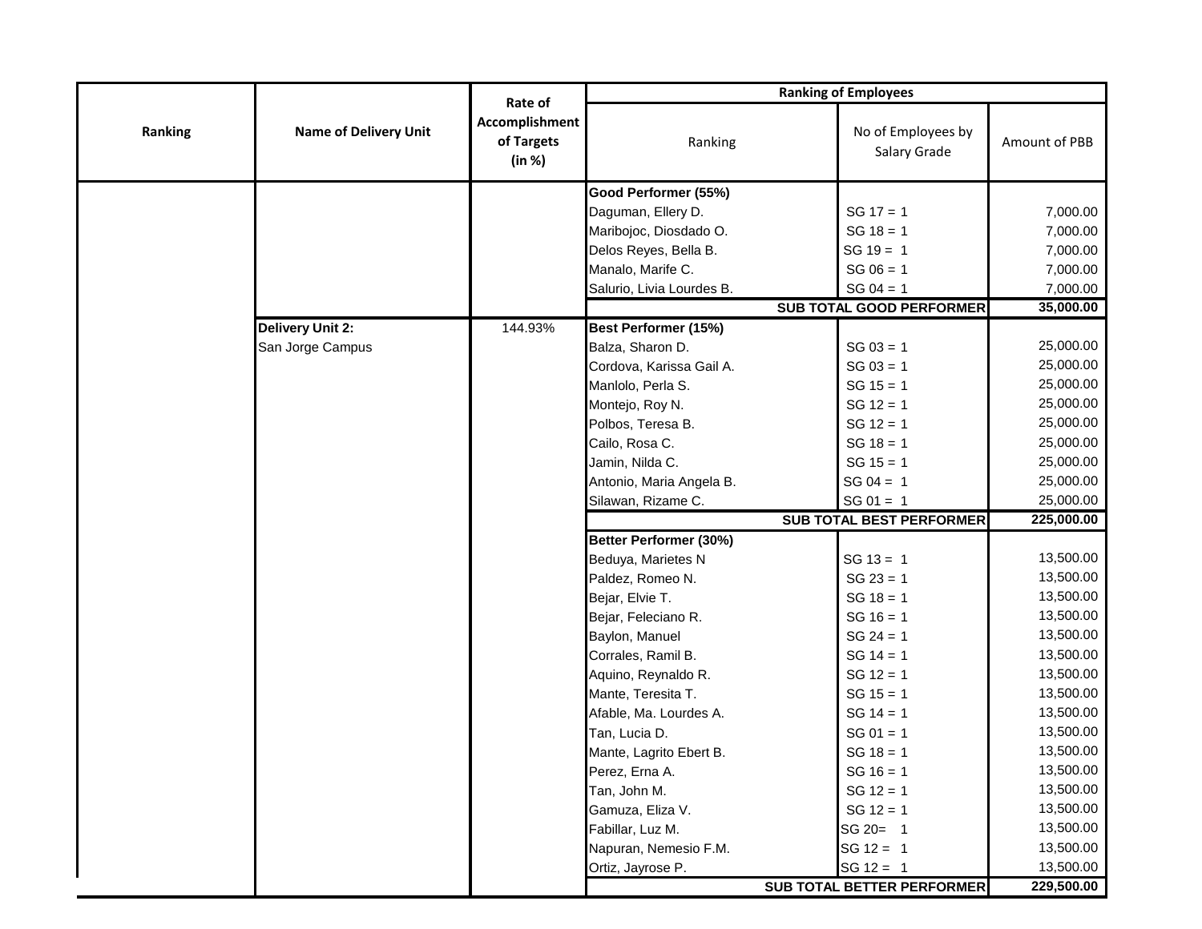| Ranking | Name of Delivery Unit | Rate of Accomplishment of Targets (in %) | Ranking of Employees | | |
|---|---|---|---|---|---|
| | | | Ranking | No of Employees by Salary Grade | Amount of PBB |
| | | | **Good Performer (55%)** | | |
| | | | Daguman, Ellery D. | SG 17 = 1 | 7,000.00 |
| | | | Maribojoc, Diosdado O. | SG 18 = 1 | 7,000.00 |
| | | | Delos Reyes, Bella B. | SG 19 = 1 | 7,000.00 |
| | | | Manalo, Marife C. | SG 06 = 1 | 7,000.00 |
| | | | Salurio, Livia Lourdes B. | SG 04 = 1 | 7,000.00 |
| | | | | **SUB TOTAL GOOD PERFORMER** | **35,000.00** |
| | **Delivery Unit 2:** | 144.93% | **Best Performer (15%)** | | |
| | San Jorge Campus | | Balza, Sharon D. | SG 03 = 1 | 25,000.00 |
| | | | Cordova, Karissa Gail A. | SG 03 = 1 | 25,000.00 |
| | | | Manlolo, Perla S. | SG 15 = 1 | 25,000.00 |
| | | | Montejo, Roy N. | SG 12 = 1 | 25,000.00 |
| | | | Polbos, Teresa B. | SG 12 = 1 | 25,000.00 |
| | | | Cailo, Rosa C. | SG 18 = 1 | 25,000.00 |
| | | | Jamin, Nilda C. | SG 15 = 1 | 25,000.00 |
| | | | Antonio, Maria Angela B. | SG 04 = 1 | 25,000.00 |
| | | | Silawan, Rizame C. | SG 01 = 1 | 25,000.00 |
| | | | | **SUB TOTAL BEST PERFORMER** | **225,000.00** |
| | | | **Better Performer (30%)** | | |
| | | | Beduya, Marietes N | SG 13 = 1 | 13,500.00 |
| | | | Paldez, Romeo N. | SG 23 = 1 | 13,500.00 |
| | | | Bejar, Elvie T. | SG 18 = 1 | 13,500.00 |
| | | | Bejar, Feleciano R. | SG 16 = 1 | 13,500.00 |
| | | | Baylon, Manuel | SG 24 = 1 | 13,500.00 |
| | | | Corrales, Ramil B. | SG 14 = 1 | 13,500.00 |
| | | | Aquino, Reynaldo R. | SG 12 = 1 | 13,500.00 |
| | | | Mante, Teresita T. | SG 15 = 1 | 13,500.00 |
| | | | Afable, Ma. Lourdes A. | SG 14 = 1 | 13,500.00 |
| | | | Tan, Lucia D. | SG 01 = 1 | 13,500.00 |
| | | | Mante, Lagrito Ebert B. | SG 18 = 1 | 13,500.00 |
| | | | Perez, Erna A. | SG 16 = 1 | 13,500.00 |
| | | | Tan, John M. | SG 12 = 1 | 13,500.00 |
| | | | Gamuza, Eliza V. | SG 12 = 1 | 13,500.00 |
| | | | Fabillar, Luz M. | SG 20= 1 | 13,500.00 |
| | | | Napuran, Nemesio F.M. | SG 12 = 1 | 13,500.00 |
| | | | Ortiz, Jayrose P. | SG 12 = 1 | 13,500.00 |
| | | | | **SUB TOTAL BETTER PERFORMER** | **229,500.00** |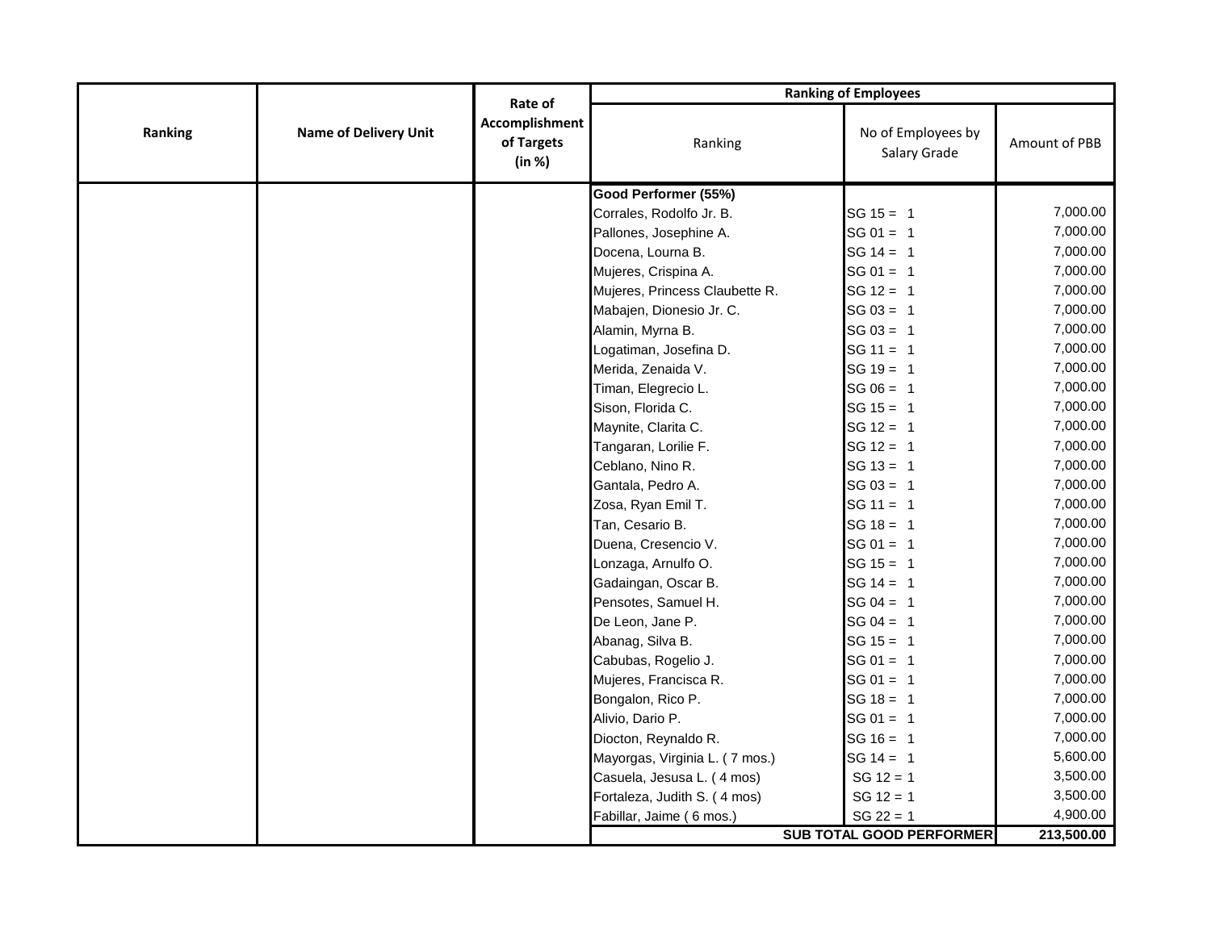| Ranking | Name of Delivery Unit | Rate of Accomplishment of Targets (in %) | Ranking of Employees | | |
|---|---|---|---|---|---|
| | | | Ranking | No of Employees by Salary Grade | Amount of PBB |
| | | | **Good Performer (55%)** | | |
| | | | Corrales, Rodolfo Jr. B. | SG 15 = 1 | 7,000.00 |
| | | | Pallones, Josephine A. | SG 01 = 1 | 7,000.00 |
| | | | Docena, Lourna B. | SG 14 = 1 | 7,000.00 |
| | | | Mujeres, Crispina A. | SG 01 = 1 | 7,000.00 |
| | | | Mujeres, Princess Claubette R. | SG 12 = 1 | 7,000.00 |
| | | | Mabajen, Dionesio Jr. C. | SG 03 = 1 | 7,000.00 |
| | | | Alamin, Myrna B. | SG 03 = 1 | 7,000.00 |
| | | | Logatiman, Josefina D. | SG 11 = 1 | 7,000.00 |
| | | | Merida, Zenaida V. | SG 19 = 1 | 7,000.00 |
| | | | Timan, Elegrecio L. | SG 06 = 1 | 7,000.00 |
| | | | Sison, Florida C. | SG 15 = 1 | 7,000.00 |
| | | | Maynite, Clarita C. | SG 12 = 1 | 7,000.00 |
| | | | Tangaran, Lorilie F. | SG 12 = 1 | 7,000.00 |
| | | | Ceblano, Nino R. | SG 13 = 1 | 7,000.00 |
| | | | Gantala, Pedro A. | SG 03 = 1 | 7,000.00 |
| | | | Zosa, Ryan Emil T. | SG 11 = 1 | 7,000.00 |
| | | | Tan, Cesario B. | SG 18 = 1 | 7,000.00 |
| | | | Duena, Cresencio V. | SG 01 = 1 | 7,000.00 |
| | | | Lonzaga, Arnulfo O. | SG 15 = 1 | 7,000.00 |
| | | | Gadaingan, Oscar B. | SG 14 = 1 | 7,000.00 |
| | | | Pensotes, Samuel H. | SG 04 = 1 | 7,000.00 |
| | | | De Leon, Jane P. | SG 04 = 1 | 7,000.00 |
| | | | Abanag, Silva B. | SG 15 = 1 | 7,000.00 |
| | | | Cabubas, Rogelio J. | SG 01 = 1 | 7,000.00 |
| | | | Mujeres, Francisca R. | SG 01 = 1 | 7,000.00 |
| | | | Bongalon, Rico P. | SG 18 = 1 | 7,000.00 |
| | | | Alivio, Dario P. | SG 01 = 1 | 7,000.00 |
| | | | Diocton, Reynaldo R. | SG 16 = 1 | 7,000.00 |
| | | | Mayorgas, Virginia L. ( 7 mos.) | SG 14 = 1 | 5,600.00 |
| | | | Casuela, Jesusa L. ( 4 mos) | SG 12 = 1 | 3,500.00 |
| | | | Fortaleza, Judith S. ( 4 mos) | SG 12 = 1 | 3,500.00 |
| | | | Fabillar, Jaime ( 6 mos.) | SG 22 = 1 | 4,900.00 |
| | | | | **SUB TOTAL GOOD PERFORMER** | **213,500.00** |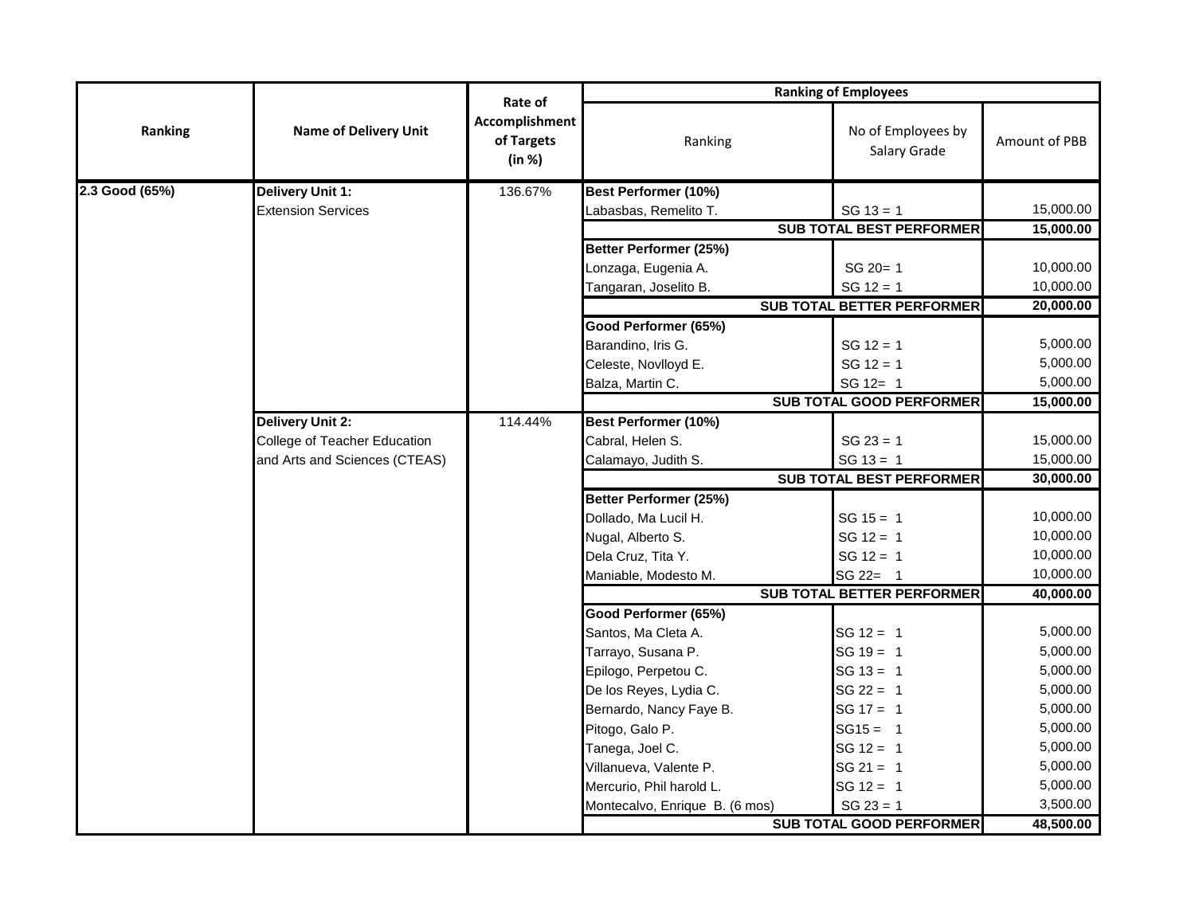| Ranking | Name of Delivery Unit | Rate of Accomplishment of Targets (in %) | Ranking of Employees | | |
|---|---|---|---|---|---|
| | | | Ranking | No of Employees by Salary Grade | Amount of PBB |
| **2.3 Good (65%)** | **Delivery Unit 1:** | 136.67% | **Best Performer (10%)** | | |
| | Extension Services | | Labasbas, Remelito T. | SG 13 = 1 | 15,000.00 |
| | | | | **SUB TOTAL BEST PERFORMER** | **15,000.00** |
| | | | **Better Performer (25%)** | | |
| | | | Lonzaga, Eugenia A. | SG 20= 1 | 10,000.00 |
| | | | Tangaran, Joselito B. | SG 12 = 1 | 10,000.00 |
| | | | | **SUB TOTAL BETTER PERFORMER** | **20,000.00** |
| | | | **Good Performer (65%)** | | |
| | | | Barandino, Iris G. | SG 12 = 1 | 5,000.00 |
| | | | Celeste, Novlloyd E. | SG 12 = 1 | 5,000.00 |
| | | | Balza, Martin C. | SG 12= 1 | 5,000.00 |
| | | | | **SUB TOTAL GOOD PERFORMER** | **15,000.00** |
| | **Delivery Unit 2:** | 114.44% | **Best Performer (10%)** | | |
| | College of Teacher Education | | Cabral, Helen S. | SG 23 = 1 | 15,000.00 |
| | and Arts and Sciences (CTEAS) | | Calamayo, Judith S. | SG 13 = 1 | 15,000.00 |
| | | | | **SUB TOTAL BEST PERFORMER** | **30,000.00** |
| | | | **Better Performer (25%)** | | |
| | | | Dollado, Ma Lucil H. | SG 15 = 1 | 10,000.00 |
| | | | Nugal, Alberto S. | SG 12 = 1 | 10,000.00 |
| | | | Dela Cruz, Tita Y. | SG 12 = 1 | 10,000.00 |
| | | | Maniable, Modesto M. | SG 22= 1 | 10,000.00 |
| | | | | **SUB TOTAL BETTER PERFORMER** | **40,000.00** |
| | | | **Good Performer (65%)** | | |
| | | | Santos, Ma Cleta A. | SG 12 = 1 | 5,000.00 |
| | | | Tarrayo, Susana P. | SG 19 = 1 | 5,000.00 |
| | | | Epilogo, Perpetou C. | SG 13 = 1 | 5,000.00 |
| | | | De los Reyes, Lydia C. | SG 22 = 1 | 5,000.00 |
| | | | Bernardo, Nancy Faye B. | SG 17 = 1 | 5,000.00 |
| | | | Pitogo, Galo P. | SG15 = 1 | 5,000.00 |
| | | | Tanega, Joel C. | SG 12 = 1 | 5,000.00 |
| | | | Villanueva, Valente P. | SG 21 = 1 | 5,000.00 |
| | | | Mercurio, Phil harold L. | SG 12 = 1 | 5,000.00 |
| | | | Montecalvo, Enrique B. (6 mos) | SG 23 = 1 | 3,500.00 |
| | | | | **SUB TOTAL GOOD PERFORMER** | **48,500.00** |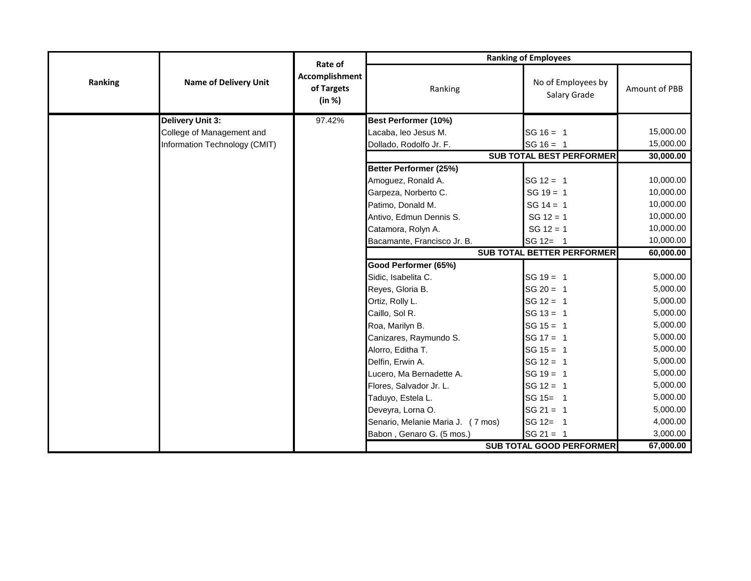| Ranking | Name of Delivery Unit | Rate of Accomplishment of Targets (in %) | Ranking of Employees | | |
|---|---|---|---|---|---|
| | | | Ranking | No of Employees by Salary Grade | Amount of PBB |
| | **Delivery Unit 3:** | 97.42% | **Best Performer (10%)** | | |
| | College of Management and | | Lacaba, leo Jesus M. | SG 16 = 1 | 15,000.00 |
| | Information Technology (CMIT) | | Dollado, Rodolfo Jr. F. | SG 16 = 1 | 15,000.00 |
| | | | | **SUB TOTAL BEST PERFORMER** | **30,000.00** |
| | | | **Better Performer (25%)** | | |
| | | | Amoguez, Ronald A. | SG 12 = 1 | 10,000.00 |
| | | | Garpeza, Norberto C. | SG 19 = 1 | 10,000.00 |
| | | | Patimo, Donald M. | SG 14 = 1 | 10,000.00 |
| | | | Antivo, Edmun Dennis S. | SG 12 = 1 | 10,000.00 |
| | | | Catamora, Rolyn A. | SG 12 = 1 | 10,000.00 |
| | | | Bacamante, Francisco Jr. B. | SG 12= 1 | 10,000.00 |
| | | | | **SUB TOTAL BETTER PERFORMER** | **60,000.00** |
| | | | **Good Performer (65%)** | | |
| | | | Sidic, Isabelita C. | SG 19 = 1 | 5,000.00 |
| | | | Reyes, Gloria B. | SG 20 = 1 | 5,000.00 |
| | | | Ortiz, Rolly L. | SG 12 = 1 | 5,000.00 |
| | | | Caillo, Sol R. | SG 13 = 1 | 5,000.00 |
| | | | Roa, Marilyn B. | SG 15 = 1 | 5,000.00 |
| | | | Canizares, Raymundo S. | SG 17 = 1 | 5,000.00 |
| | | | Alorro, Editha T. | SG 15 = 1 | 5,000.00 |
| | | | Delfin, Erwin A. | SG 12 = 1 | 5,000.00 |
| | | | Lucero, Ma Bernadette A. | SG 19 = 1 | 5,000.00 |
| | | | Flores, Salvador Jr. L. | SG 12 = 1 | 5,000.00 |
| | | | Taduyo, Estela L. | SG 15= 1 | 5,000.00 |
| | | | Deveyra, Lorna O. | SG 21 = 1 | 5,000.00 |
| | | | Senario, Melanie Maria J. (7 mos) | SG 12= 1 | 4,000.00 |
| | | | Babon , Genaro G. (5 mos.) | SG 21 = 1 | 3,000.00 |
| | | | | **SUB TOTAL GOOD PERFORMER** | **67,000.00** |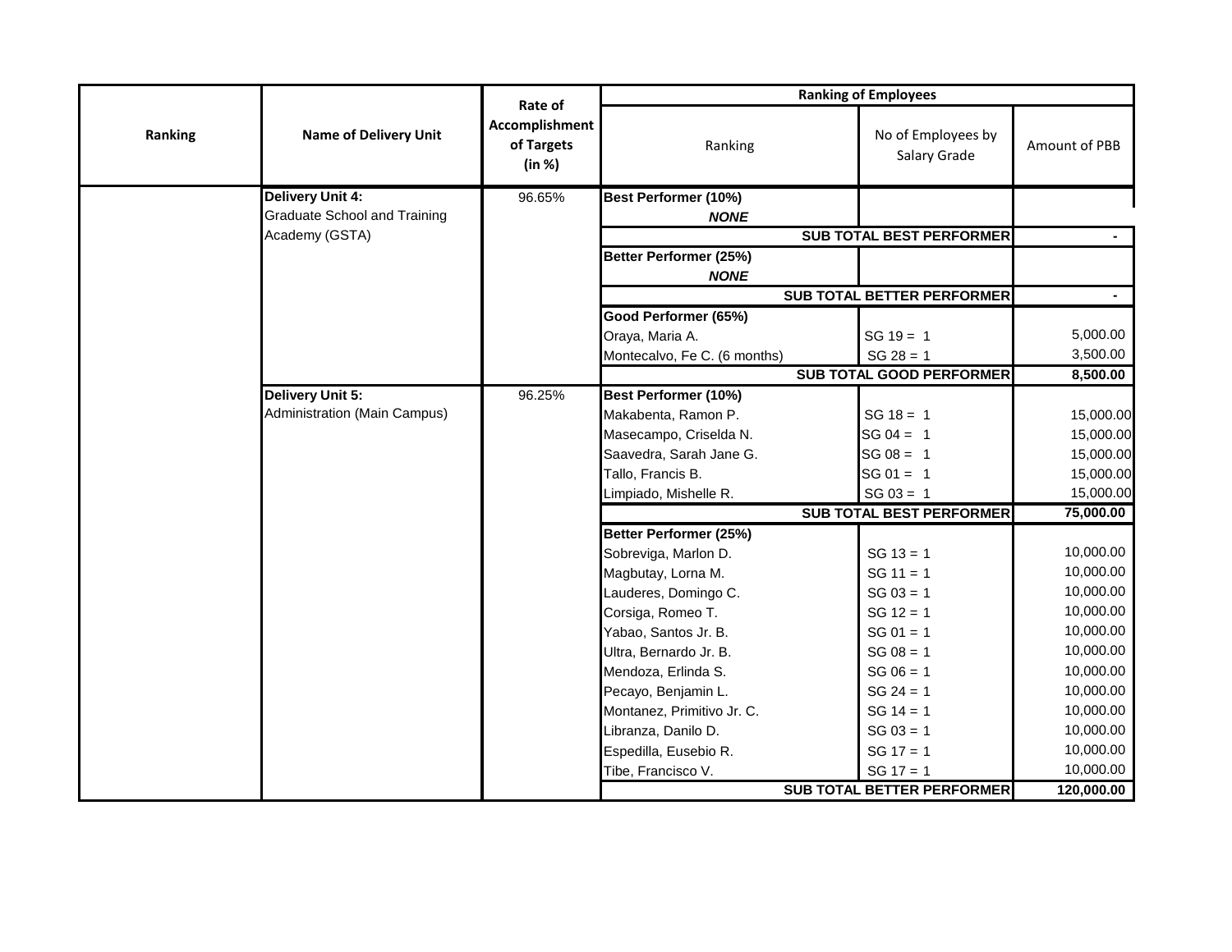| Ranking | Name of Delivery Unit | Rate of Accomplishment of Targets (in %) | Ranking of Employees | | |
|---|---|---|---|---|---|
| | | | Ranking | No of Employees by Salary Grade | Amount of PBB |
| | **Delivery Unit 4:** Graduate School and Training Academy (GSTA) | 96.65% | **Best Performer (10%)** | | |
| | | | ***NONE*** | | |
| | | | | **SUB TOTAL BEST PERFORMER** | **-** |
| | | | **Better Performer (25%)** | | |
| | | | ***NONE*** | | |
| | | | | **SUB TOTAL BETTER PERFORMER** | **-** |
| | | | **Good Performer (65%)** | | |
| | | | Oraya, Maria A. | SG 19 = 1 | 5,000.00 |
| | | | Montecalvo, Fe C. (6 months) | SG 28 = 1 | 3,500.00 |
| | | | | **SUB TOTAL GOOD PERFORMER** | **8,500.00** |
| | **Delivery Unit 5:** Administration (Main Campus) | 96.25% | **Best Performer (10%)** | | |
| | | | Makabenta, Ramon P. | SG 18 = 1 | 15,000.00 |
| | | | Masecampo, Criselda N. | SG 04 = 1 | 15,000.00 |
| | | | Saavedra, Sarah Jane G. | SG 08 = 1 | 15,000.00 |
| | | | Tallo, Francis B. | SG 01 = 1 | 15,000.00 |
| | | | Limpiado, Mishelle R. | SG 03 = 1 | 15,000.00 |
| | | | | **SUB TOTAL BEST PERFORMER** | **75,000.00** |
| | | | **Better Performer (25%)** | | |
| | | | Sobreviga, Marlon D. | SG 13 = 1 | 10,000.00 |
| | | | Magbutay, Lorna M. | SG 11 = 1 | 10,000.00 |
| | | | Lauderes, Domingo C. | SG 03 = 1 | 10,000.00 |
| | | | Corsiga, Romeo T. | SG 12 = 1 | 10,000.00 |
| | | | Yabao, Santos Jr. B. | SG 01 = 1 | 10,000.00 |
| | | | Ultra, Bernardo Jr. B. | SG 08 = 1 | 10,000.00 |
| | | | Mendoza, Erlinda S. | SG 06 = 1 | 10,000.00 |
| | | | Pecayo, Benjamin L. | SG 24 = 1 | 10,000.00 |
| | | | Montanez, Primitivo Jr. C. | SG 14 = 1 | 10,000.00 |
| | | | Libranza, Danilo D. | SG 03 = 1 | 10,000.00 |
| | | | Espedilla, Eusebio R. | SG 17 = 1 | 10,000.00 |
| | | | Tibe, Francisco V. | SG 17 = 1 | 10,000.00 |
| | | | | **SUB TOTAL BETTER PERFORMER** | **120,000.00** |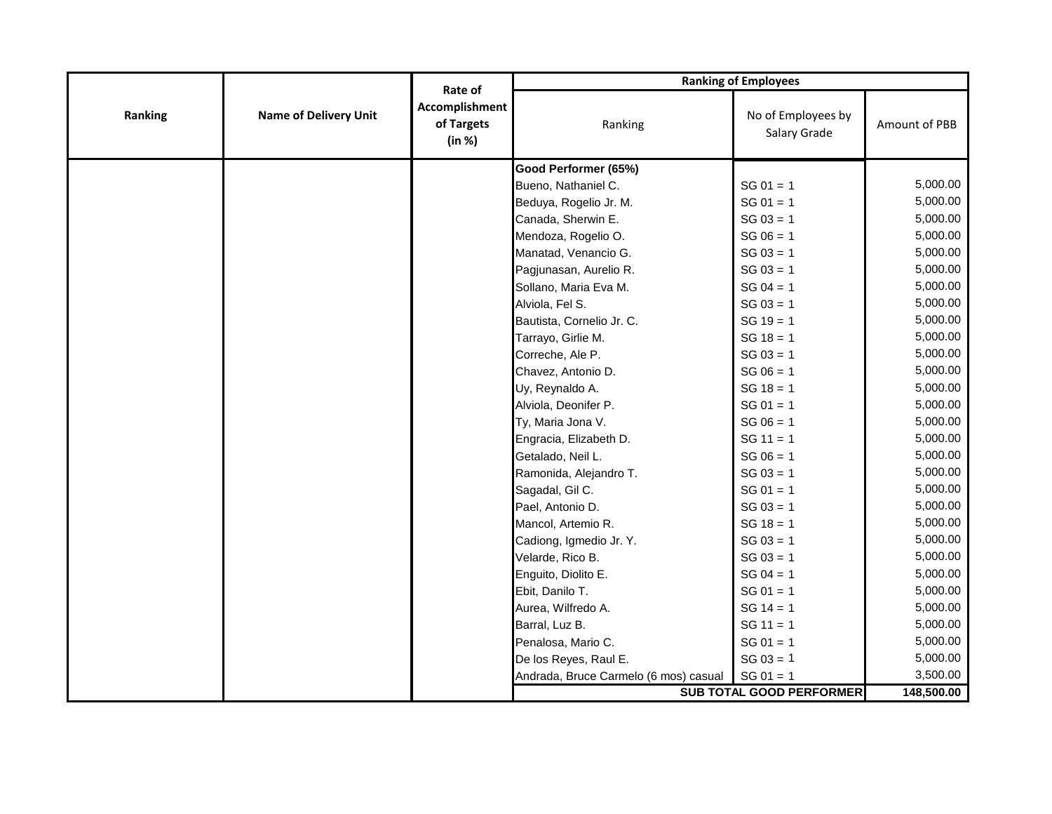| Ranking | Name of Delivery Unit | Rate of Accomplishment of Targets (in %) | Ranking of Employees | | |
|---|---|---|---|---|---|
| | | | Ranking | No of Employees by Salary Grade | Amount of PBB |
| | | | **Good Performer (65%)** | | |
| | | | Bueno, Nathaniel C. | SG 01 = 1 | 5,000.00 |
| | | | Beduya, Rogelio Jr. M. | SG 01 = 1 | 5,000.00 |
| | | | Canada, Sherwin E. | SG 03 = 1 | 5,000.00 |
| | | | Mendoza, Rogelio O. | SG 06 = 1 | 5,000.00 |
| | | | Manatad, Venancio G. | SG 03 = 1 | 5,000.00 |
| | | | Pagjunasan, Aurelio R. | SG 03 = 1 | 5,000.00 |
| | | | Sollano, Maria Eva M. | SG 04 = 1 | 5,000.00 |
| | | | Alviola, Fel S. | SG 03 = 1 | 5,000.00 |
| | | | Bautista, Cornelio Jr. C. | SG 19 = 1 | 5,000.00 |
| | | | Tarrayo, Girlie M. | SG 18 = 1 | 5,000.00 |
| | | | Correche, Ale P. | SG 03 = 1 | 5,000.00 |
| | | | Chavez, Antonio D. | SG 06 = 1 | 5,000.00 |
| | | | Uy, Reynaldo A. | SG 18 = 1 | 5,000.00 |
| | | | Alviola, Deonifer P. | SG 01 = 1 | 5,000.00 |
| | | | Ty, Maria Jona V. | SG 06 = 1 | 5,000.00 |
| | | | Engracia, Elizabeth D. | SG 11 = 1 | 5,000.00 |
| | | | Getalado, Neil L. | SG 06 = 1 | 5,000.00 |
| | | | Ramonida, Alejandro T. | SG 03 = 1 | 5,000.00 |
| | | | Sagadal, Gil C. | SG 01 = 1 | 5,000.00 |
| | | | Pael, Antonio D. | SG 03 = 1 | 5,000.00 |
| | | | Mancol, Artemio R. | SG 18 = 1 | 5,000.00 |
| | | | Cadiong, Igmedio Jr. Y. | SG 03 = 1 | 5,000.00 |
| | | | Velarde, Rico B. | SG 03 = 1 | 5,000.00 |
| | | | Enguito, Diolito E. | SG 04 = 1 | 5,000.00 |
| | | | Ebit, Danilo T. | SG 01 = 1 | 5,000.00 |
| | | | Aurea, Wilfredo A. | SG 14 = 1 | 5,000.00 |
| | | | Barral, Luz B. | SG 11 = 1 | 5,000.00 |
| | | | Penalosa, Mario C. | SG 01 = 1 | 5,000.00 |
| | | | De los Reyes, Raul E. | SG 03 = 1 | 5,000.00 |
| | | | Andrada, Bruce Carmelo (6 mos) casual | SG 01 = 1 | 3,500.00 |
| | | | | **SUB TOTAL GOOD PERFORMER** | **148,500.00** |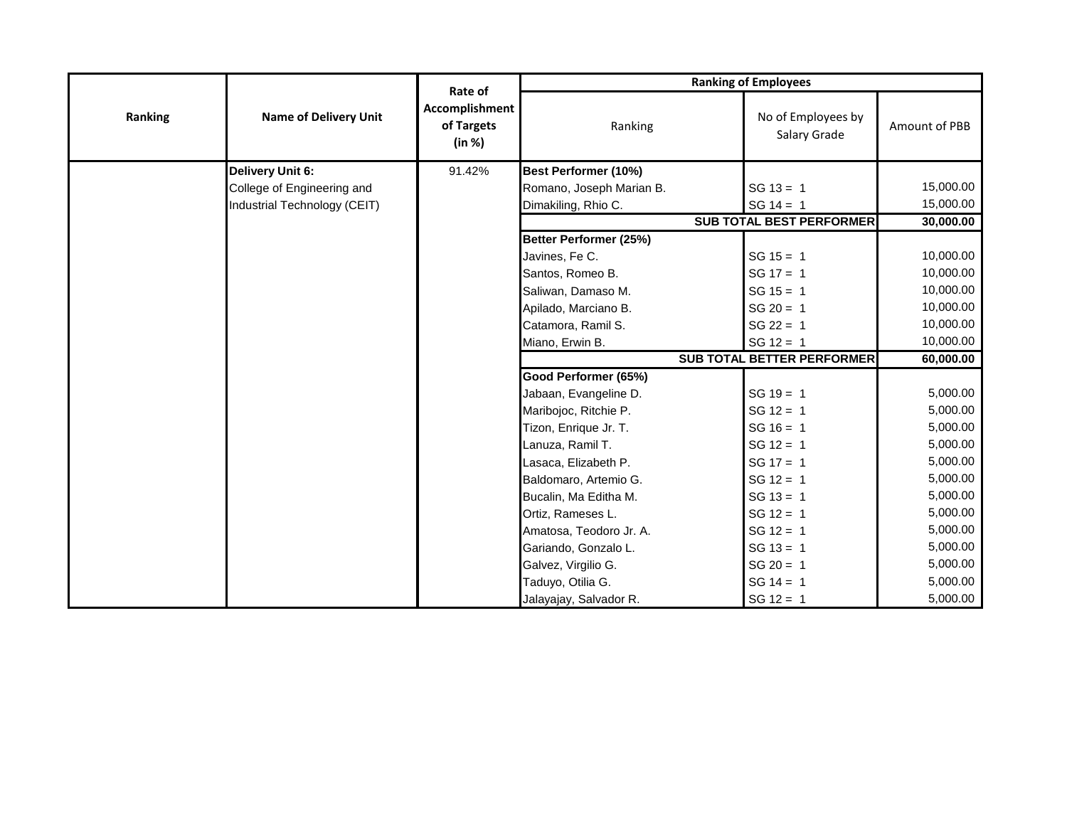| Ranking | Name of Delivery Unit | Rate of Accomplishment of Targets (in %) | Ranking of Employees | | |
|---|---|---|---|---|---|
| | | | Ranking | No of Employees by Salary Grade | Amount of PBB |
| | **Delivery Unit 6:** | 91.42% | **Best Performer (10%)** | | |
| | College of Engineering and | | Romano, Joseph Marian B. | SG 13 = 1 | 15,000.00 |
| | Industrial Technology (CEIT) | | Dimakiling, Rhio C. | SG 14 = 1 | 15,000.00 |
| | | | | **SUB TOTAL BEST PERFORMER** | **30,000.00** |
| | | | **Better Performer (25%)** | | |
| | | | Javines, Fe C. | SG 15 = 1 | 10,000.00 |
| | | | Santos, Romeo B. | SG 17 = 1 | 10,000.00 |
| | | | Saliwan, Damaso M. | SG 15 = 1 | 10,000.00 |
| | | | Apilado, Marciano B. | SG 20 = 1 | 10,000.00 |
| | | | Catamora, Ramil S. | SG 22 = 1 | 10,000.00 |
| | | | Miano, Erwin B. | SG 12 = 1 | 10,000.00 |
| | | | | **SUB TOTAL BETTER PERFORMER** | **60,000.00** |
| | | | **Good Performer (65%)** | | |
| | | | Jabaan, Evangeline D. | SG 19 = 1 | 5,000.00 |
| | | | Maribojoc, Ritchie P. | SG 12 = 1 | 5,000.00 |
| | | | Tizon, Enrique Jr. T. | SG 16 = 1 | 5,000.00 |
| | | | Lanuza, Ramil T. | SG 12 = 1 | 5,000.00 |
| | | | Lasaca, Elizabeth P. | SG 17 = 1 | 5,000.00 |
| | | | Baldomaro, Artemio G. | SG 12 = 1 | 5,000.00 |
| | | | Bucalin, Ma Editha M. | SG 13 = 1 | 5,000.00 |
| | | | Ortiz, Rameses L. | SG 12 = 1 | 5,000.00 |
| | | | Amatosa, Teodoro Jr. A. | SG 12 = 1 | 5,000.00 |
| | | | Gariando, Gonzalo L. | SG 13 = 1 | 5,000.00 |
| | | | Galvez, Virgilio G. | SG 20 = 1 | 5,000.00 |
| | | | Taduyo, Otilia G. | SG 14 = 1 | 5,000.00 |
| | | | Jalayajay, Salvador R. | SG 12 = 1 | 5,000.00 |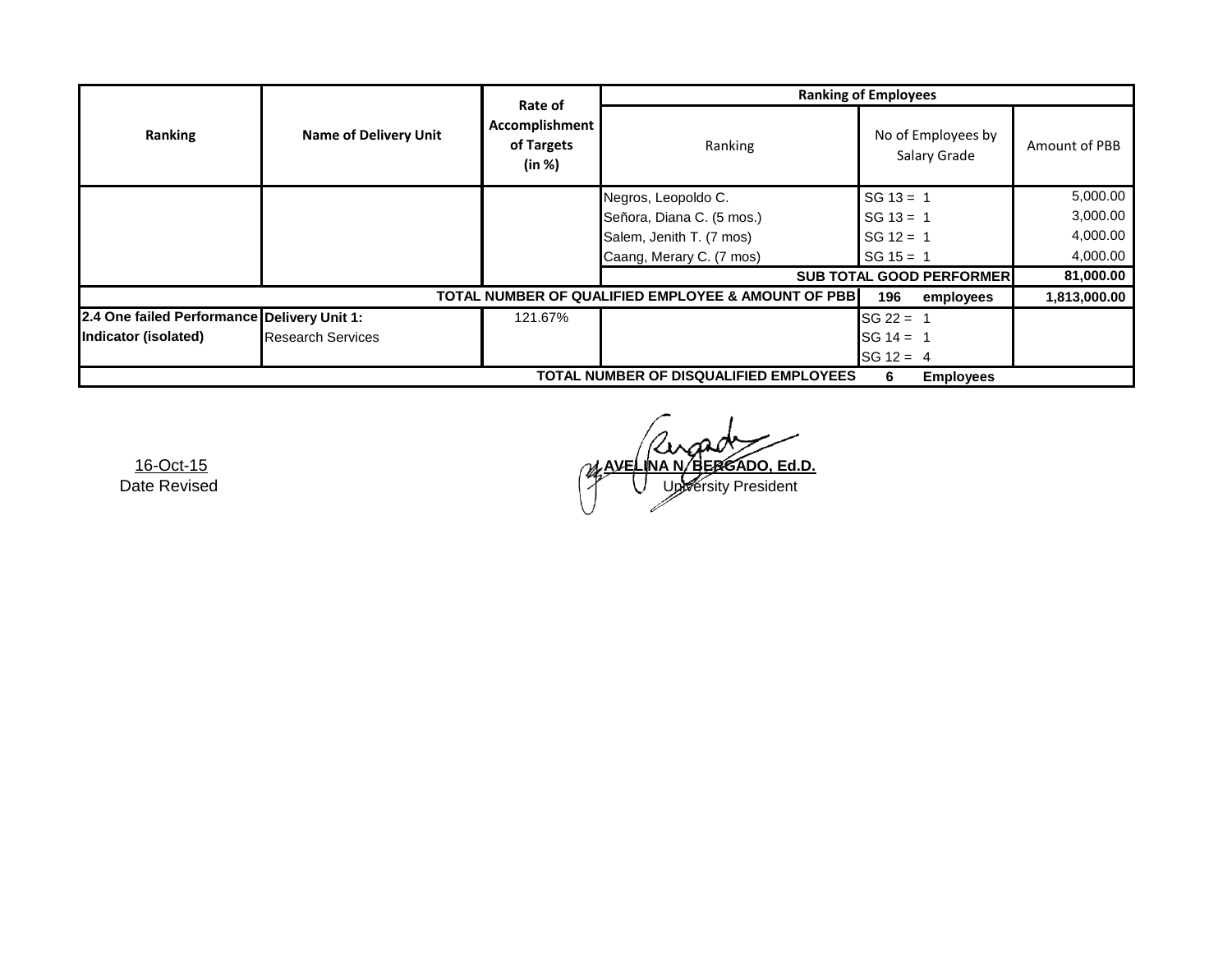| Ranking | Name of Delivery Unit | Rate of Accomplishment of Targets (in %) | Ranking of Employees | | |
|---|---|---|---|---|---|
| | | | Ranking | No of Employees by Salary Grade | Amount of PBB |
| | | | Negros, Leopoldo C. | SG 13 = 1 | 5,000.00 |
| | | | Señora, Diana C. (5 mos.) | SG 13 = 1 | 3,000.00 |
| | | | Salem, Jenith T. (7 mos) | SG 12 = 1 | 4,000.00 |
| | | | Caang, Merary C. (7 mos) | SG 15 = 1 | 4,000.00 |
| | | | **SUB TOTAL GOOD PERFORMER** | | **81,000.00** |
| **TOTAL NUMBER OF QUALIFIED EMPLOYEE & AMOUNT OF PBB** | | | | **196 employees** | **1,813,000.00** |
| **2.4 One failed Performance Indicator (isolated)** | **Delivery Unit 1:** Research Services | 121.67% | | SG 22 = 1 | |
| | | | | SG 14 = 1 | |
| | | | | SG 12 = 4 | |
| **TOTAL NUMBER OF DISQUALIFIED EMPLOYEES** | | | | **6 Employees** | |

16-Oct-15
Date Revised

**AVELINA N. BERGADO, Ed.D.**
University President